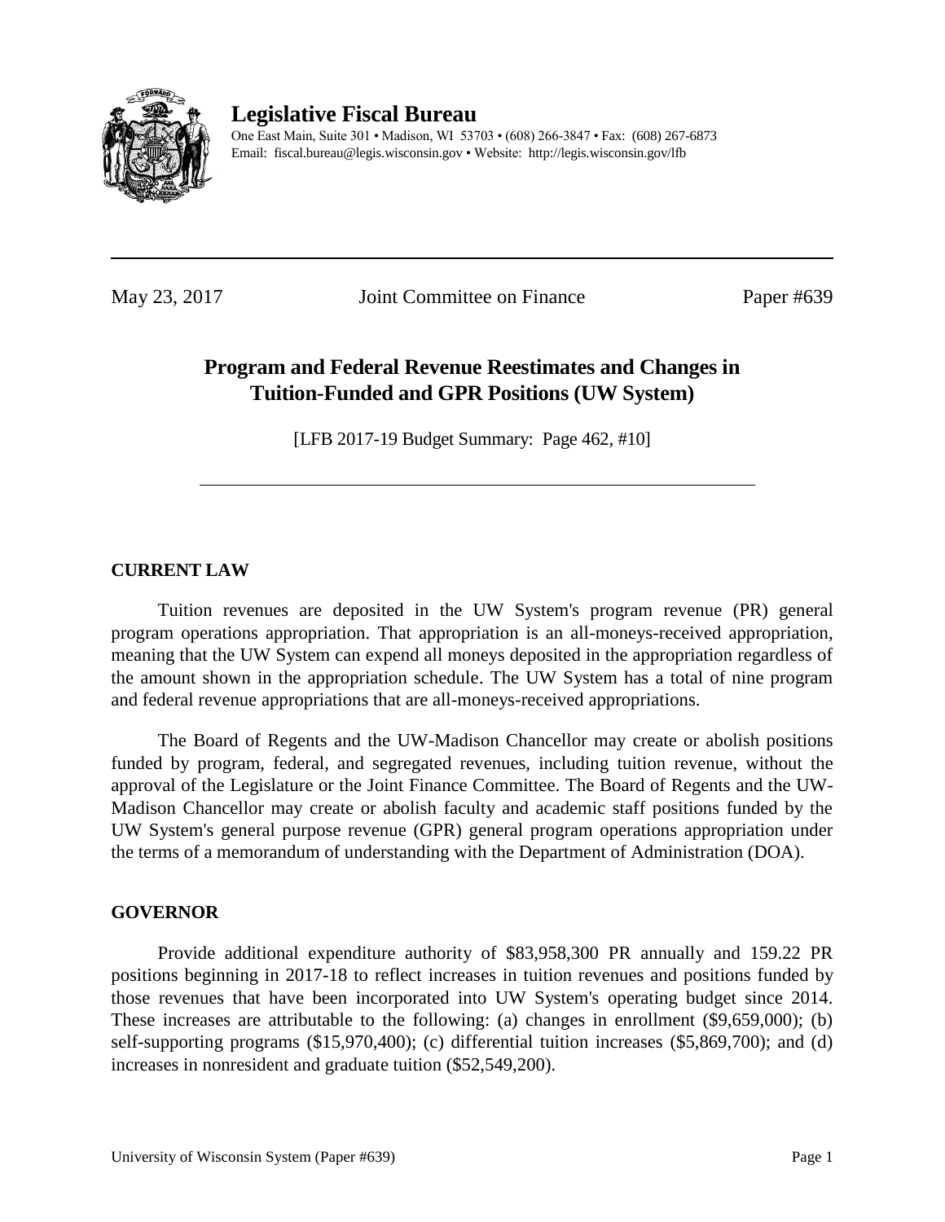# Legislative Fiscal Bureau

One East Main, Suite 301 • Madison, WI 53703 • (608) 266-3847 • Fax: (608) 267-6873
Email: fiscal.bureau@legis.wisconsin.gov • Website: http://legis.wisconsin.gov/lfb

---

May 23, 2017 | Joint Committee on Finance | Paper #639

## Program and Federal Revenue Reestimates and Changes in Tuition-Funded and GPR Positions (UW System)

[LFB 2017-19 Budget Summary: Page 462, #10]

---

### CURRENT LAW

Tuition revenues are deposited in the UW System's program revenue (PR) general program operations appropriation. That appropriation is an all-moneys-received appropriation, meaning that the UW System can expend all moneys deposited in the appropriation regardless of the amount shown in the appropriation schedule. The UW System has a total of nine program and federal revenue appropriations that are all-moneys-received appropriations.

The Board of Regents and the UW-Madison Chancellor may create or abolish positions funded by program, federal, and segregated revenues, including tuition revenue, without the approval of the Legislature or the Joint Finance Committee. The Board of Regents and the UW-Madison Chancellor may create or abolish faculty and academic staff positions funded by the UW System's general purpose revenue (GPR) general program operations appropriation under the terms of a memorandum of understanding with the Department of Administration (DOA).

### GOVERNOR

Provide additional expenditure authority of $83,958,300 PR annually and 159.22 PR positions beginning in 2017-18 to reflect increases in tuition revenues and positions funded by those revenues that have been incorporated into UW System's operating budget since 2014. These increases are attributable to the following: (a) changes in enrollment ($9,659,000); (b) self-supporting programs ($15,970,400); (c) differential tuition increases ($5,869,700); and (d) increases in nonresident and graduate tuition ($52,549,200).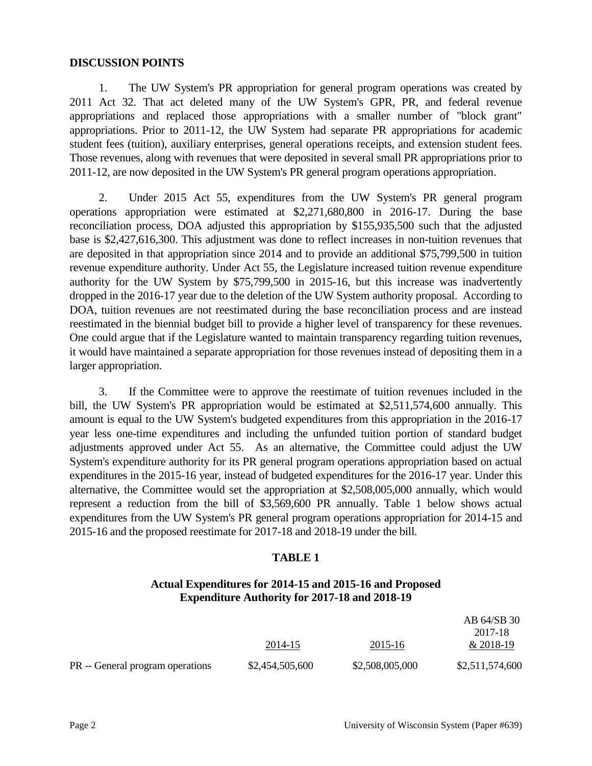**DISCUSSION POINTS**

1. The UW System's PR appropriation for general program operations was created by 2011 Act 32. That act deleted many of the UW System's GPR, PR, and federal revenue appropriations and replaced those appropriations with a smaller number of "block grant" appropriations. Prior to 2011-12, the UW System had separate PR appropriations for academic student fees (tuition), auxiliary enterprises, general operations receipts, and extension student fees. Those revenues, along with revenues that were deposited in several small PR appropriations prior to 2011-12, are now deposited in the UW System's PR general program operations appropriation.

2. Under 2015 Act 55, expenditures from the UW System's PR general program operations appropriation were estimated at $2,271,680,800 in 2016-17. During the base reconciliation process, DOA adjusted this appropriation by $155,935,500 such that the adjusted base is $2,427,616,300. This adjustment was done to reflect increases in non-tuition revenues that are deposited in that appropriation since 2014 and to provide an additional $75,799,500 in tuition revenue expenditure authority. Under Act 55, the Legislature increased tuition revenue expenditure authority for the UW System by $75,799,500 in 2015-16, but this increase was inadvertently dropped in the 2016-17 year due to the deletion of the UW System authority proposal. According to DOA, tuition revenues are not reestimated during the base reconciliation process and are instead reestimated in the biennial budget bill to provide a higher level of transparency for these revenues. One could argue that if the Legislature wanted to maintain transparency regarding tuition revenues, it would have maintained a separate appropriation for those revenues instead of depositing them in a larger appropriation.

3. If the Committee were to approve the reestimate of tuition revenues included in the bill, the UW System's PR appropriation would be estimated at $2,511,574,600 annually. This amount is equal to the UW System's budgeted expenditures from this appropriation in the 2016-17 year less one-time expenditures and including the unfunded tuition portion of standard budget adjustments approved under Act 55. As an alternative, the Committee could adjust the UW System's expenditure authority for its PR general program operations appropriation based on actual expenditures in the 2015-16 year, instead of budgeted expenditures for the 2016-17 year. Under this alternative, the Committee would set the appropriation at $2,508,005,000 annually, which would represent a reduction from the bill of $3,569,600 PR annually. Table 1 below shows actual expenditures from the UW System's PR general program operations appropriation for 2014-15 and 2015-16 and the proposed reestimate for 2017-18 and 2018-19 under the bill.

**TABLE 1**

**Actual Expenditures for 2014-15 and 2015-16 and Proposed Expenditure Authority for 2017-18 and 2018-19**

| | 2014-15 | 2015-16 | AB 64/SB 30 2017-18 & 2018-19 |
|---|---|---|---|
| PR -- General program operations | $2,454,505,600 | $2,508,005,000 | $2,511,574,600 |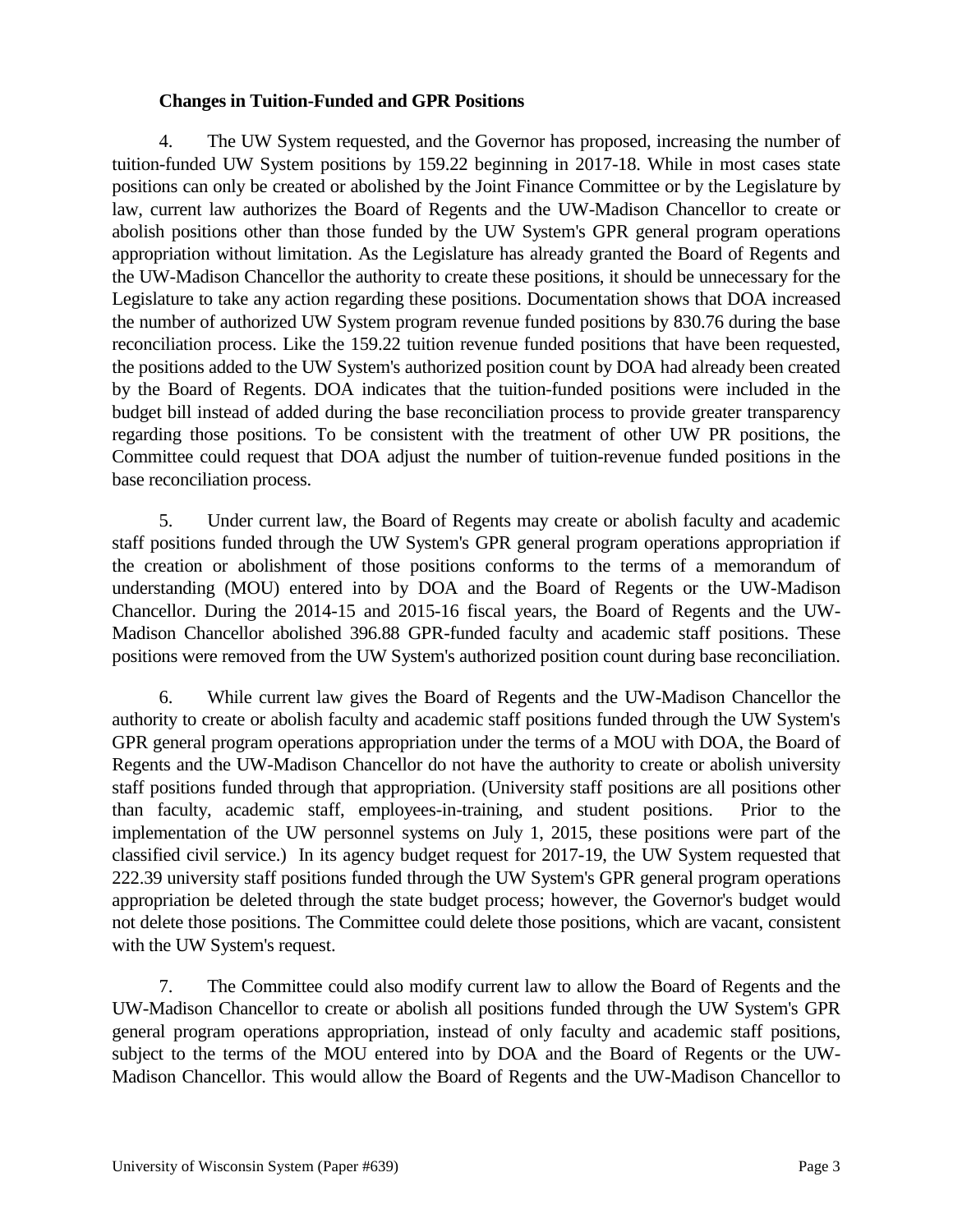**Changes in Tuition-Funded and GPR Positions**

4. The UW System requested, and the Governor has proposed, increasing the number of tuition-funded UW System positions by 159.22 beginning in 2017-18. While in most cases state positions can only be created or abolished by the Joint Finance Committee or by the Legislature by law, current law authorizes the Board of Regents and the UW-Madison Chancellor to create or abolish positions other than those funded by the UW System's GPR general program operations appropriation without limitation. As the Legislature has already granted the Board of Regents and the UW-Madison Chancellor the authority to create these positions, it should be unnecessary for the Legislature to take any action regarding these positions. Documentation shows that DOA increased the number of authorized UW System program revenue funded positions by 830.76 during the base reconciliation process. Like the 159.22 tuition revenue funded positions that have been requested, the positions added to the UW System's authorized position count by DOA had already been created by the Board of Regents. DOA indicates that the tuition-funded positions were included in the budget bill instead of added during the base reconciliation process to provide greater transparency regarding those positions. To be consistent with the treatment of other UW PR positions, the Committee could request that DOA adjust the number of tuition-revenue funded positions in the base reconciliation process.

5. Under current law, the Board of Regents may create or abolish faculty and academic staff positions funded through the UW System's GPR general program operations appropriation if the creation or abolishment of those positions conforms to the terms of a memorandum of understanding (MOU) entered into by DOA and the Board of Regents or the UW-Madison Chancellor. During the 2014-15 and 2015-16 fiscal years, the Board of Regents and the UW-Madison Chancellor abolished 396.88 GPR-funded faculty and academic staff positions. These positions were removed from the UW System's authorized position count during base reconciliation.

6. While current law gives the Board of Regents and the UW-Madison Chancellor the authority to create or abolish faculty and academic staff positions funded through the UW System's GPR general program operations appropriation under the terms of a MOU with DOA, the Board of Regents and the UW-Madison Chancellor do not have the authority to create or abolish university staff positions funded through that appropriation. (University staff positions are all positions other than faculty, academic staff, employees-in-training, and student positions. Prior to the implementation of the UW personnel systems on July 1, 2015, these positions were part of the classified civil service.) In its agency budget request for 2017-19, the UW System requested that 222.39 university staff positions funded through the UW System's GPR general program operations appropriation be deleted through the state budget process; however, the Governor's budget would not delete those positions. The Committee could delete those positions, which are vacant, consistent with the UW System's request.

7. The Committee could also modify current law to allow the Board of Regents and the UW-Madison Chancellor to create or abolish all positions funded through the UW System's GPR general program operations appropriation, instead of only faculty and academic staff positions, subject to the terms of the MOU entered into by DOA and the Board of Regents or the UW-Madison Chancellor. This would allow the Board of Regents and the UW-Madison Chancellor to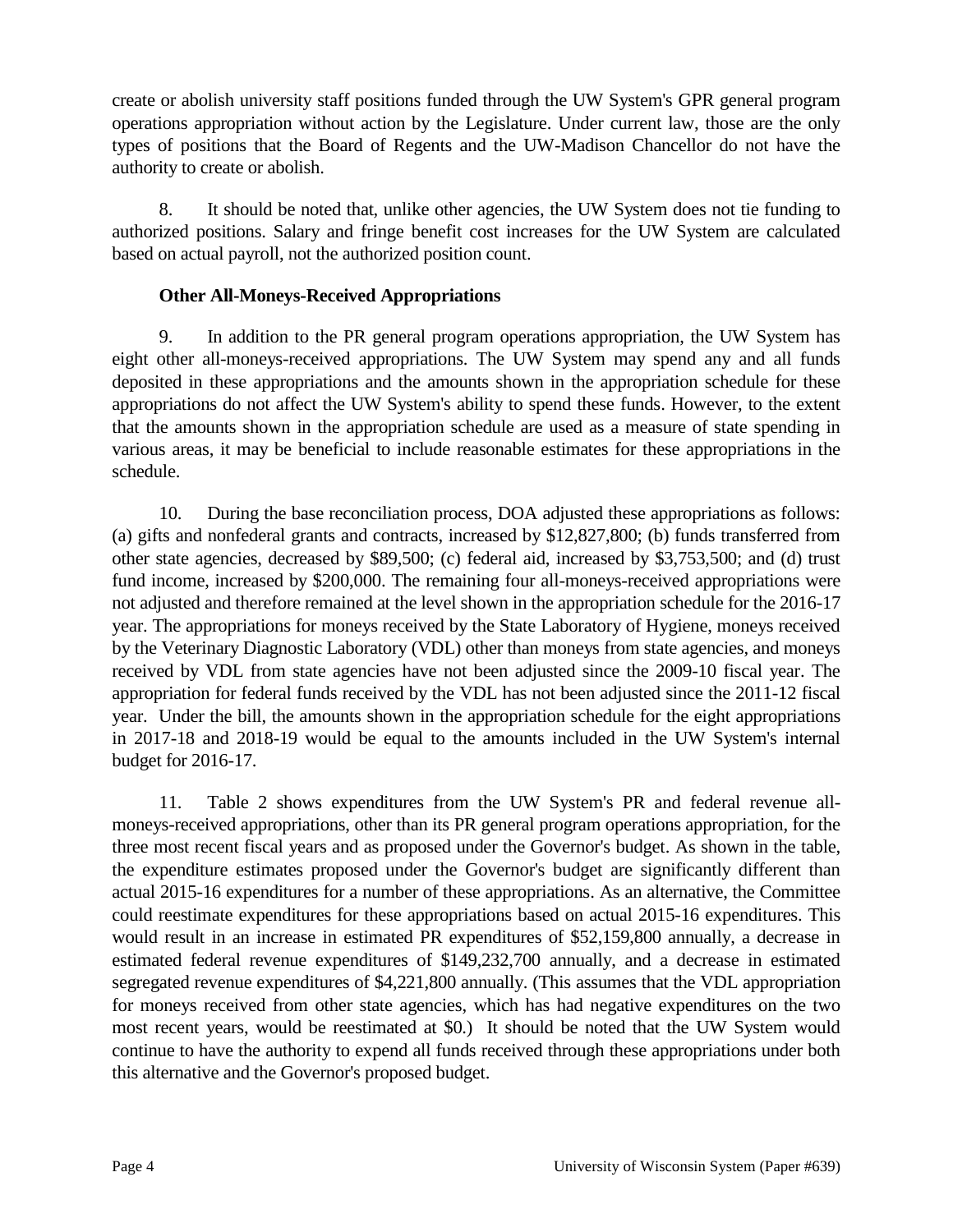create or abolish university staff positions funded through the UW System's GPR general program operations appropriation without action by the Legislature. Under current law, those are the only types of positions that the Board of Regents and the UW-Madison Chancellor do not have the authority to create or abolish.

8. It should be noted that, unlike other agencies, the UW System does not tie funding to authorized positions. Salary and fringe benefit cost increases for the UW System are calculated based on actual payroll, not the authorized position count.

**Other All-Moneys-Received Appropriations**

9. In addition to the PR general program operations appropriation, the UW System has eight other all-moneys-received appropriations. The UW System may spend any and all funds deposited in these appropriations and the amounts shown in the appropriation schedule for these appropriations do not affect the UW System's ability to spend these funds. However, to the extent that the amounts shown in the appropriation schedule are used as a measure of state spending in various areas, it may be beneficial to include reasonable estimates for these appropriations in the schedule.

10. During the base reconciliation process, DOA adjusted these appropriations as follows: (a) gifts and nonfederal grants and contracts, increased by $12,827,800; (b) funds transferred from other state agencies, decreased by $89,500; (c) federal aid, increased by $3,753,500; and (d) trust fund income, increased by $200,000. The remaining four all-moneys-received appropriations were not adjusted and therefore remained at the level shown in the appropriation schedule for the 2016-17 year. The appropriations for moneys received by the State Laboratory of Hygiene, moneys received by the Veterinary Diagnostic Laboratory (VDL) other than moneys from state agencies, and moneys received by VDL from state agencies have not been adjusted since the 2009-10 fiscal year. The appropriation for federal funds received by the VDL has not been adjusted since the 2011-12 fiscal year. Under the bill, the amounts shown in the appropriation schedule for the eight appropriations in 2017-18 and 2018-19 would be equal to the amounts included in the UW System's internal budget for 2016-17.

11. Table 2 shows expenditures from the UW System's PR and federal revenue all-moneys-received appropriations, other than its PR general program operations appropriation, for the three most recent fiscal years and as proposed under the Governor's budget. As shown in the table, the expenditure estimates proposed under the Governor's budget are significantly different than actual 2015-16 expenditures for a number of these appropriations. As an alternative, the Committee could reestimate expenditures for these appropriations based on actual 2015-16 expenditures. This would result in an increase in estimated PR expenditures of $52,159,800 annually, a decrease in estimated federal revenue expenditures of $149,232,700 annually, and a decrease in estimated segregated revenue expenditures of $4,221,800 annually. (This assumes that the VDL appropriation for moneys received from other state agencies, which has had negative expenditures on the two most recent years, would be reestimated at $0.) It should be noted that the UW System would continue to have the authority to expend all funds received through these appropriations under both this alternative and the Governor's proposed budget.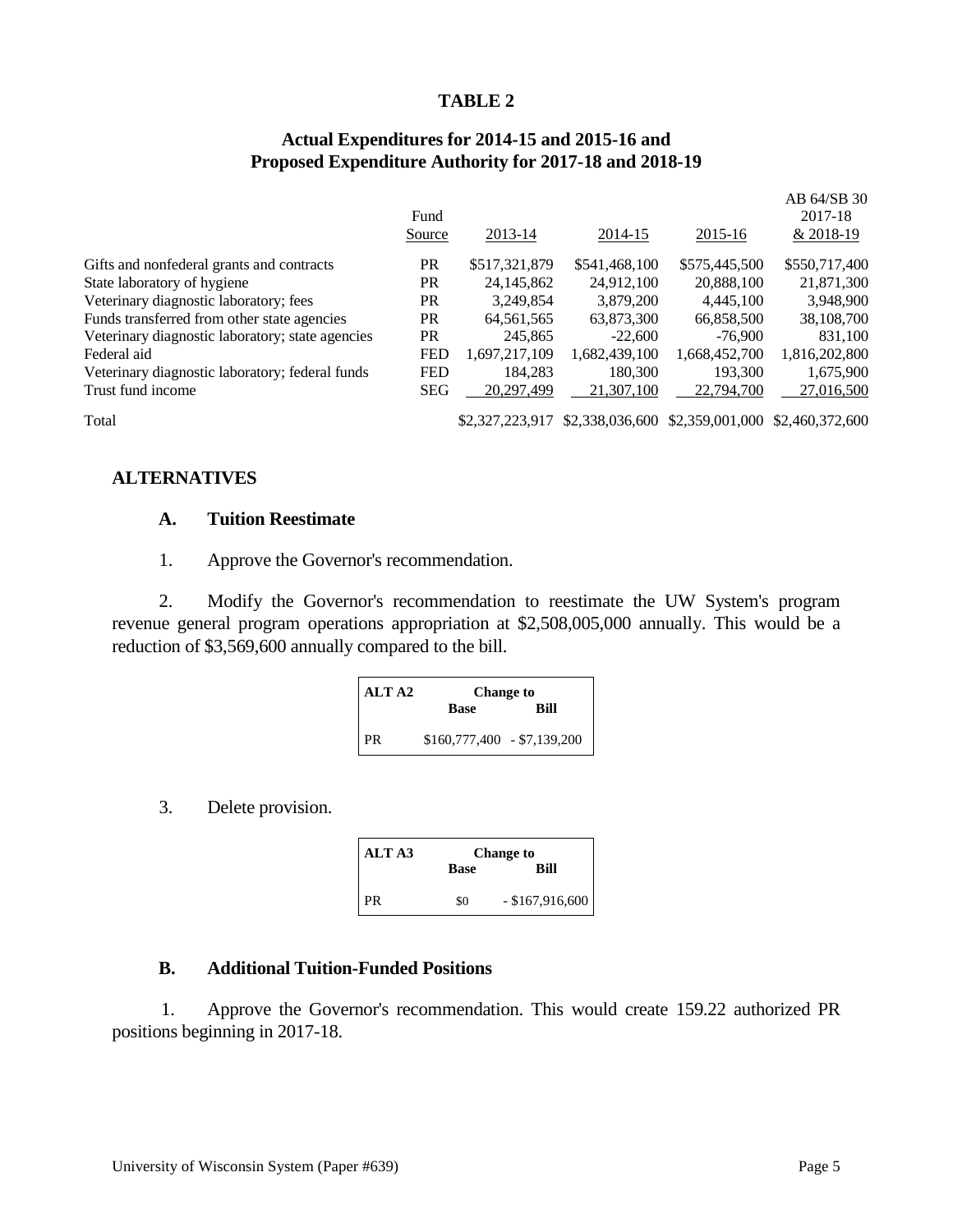**TABLE 2**

**Actual Expenditures for 2014-15 and 2015-16 and Proposed Expenditure Authority for 2017-18 and 2018-19**

| | Fund Source | 2013-14 | 2014-15 | 2015-16 | AB 64/SB 30 2017-18 & 2018-19 |
|---|---|---|---|---|---|
| Gifts and nonfederal grants and contracts | PR | $517,321,879 | $541,468,100 | $575,445,500 | $550,717,400 |
| State laboratory of hygiene | PR | 24,145,862 | 24,912,100 | 20,888,100 | 21,871,300 |
| Veterinary diagnostic laboratory; fees | PR | 3,249,854 | 3,879,200 | 4,445,100 | 3,948,900 |
| Funds transferred from other state agencies | PR | 64,561,565 | 63,873,300 | 66,858,500 | 38,108,700 |
| Veterinary diagnostic laboratory; state agencies | PR | 245,865 | -22,600 | -76,900 | 831,100 |
| Federal aid | FED | 1,697,217,109 | 1,682,439,100 | 1,668,452,700 | 1,816,202,800 |
| Veterinary diagnostic laboratory; federal funds | FED | 184,283 | 180,300 | 193,300 | 1,675,900 |
| Trust fund income | SEG | 20,297,499 | 21,307,100 | 22,794,700 | 27,016,500 |
| Total | | $2,327,223,917 | $2,338,036,600 | $2,359,001,000 | $2,460,372,600 |

## ALTERNATIVES

### A. Tuition Reestimate

1. Approve the Governor's recommendation.

2. Modify the Governor's recommendation to reestimate the UW System's program revenue general program operations appropriation at $2,508,005,000 annually. This would be a reduction of $3,569,600 annually compared to the bill.

| ALT A2 | Change to Base | Change to Bill |
|---|---|---|
| PR | $160,777,400 | - $7,139,200 |

3. Delete provision.

| ALT A3 | Change to Base | Change to Bill |
|---|---|---|
| PR | $0 | - $167,916,600 |

### B. Additional Tuition-Funded Positions

1. Approve the Governor's recommendation. This would create 159.22 authorized PR positions beginning in 2017-18.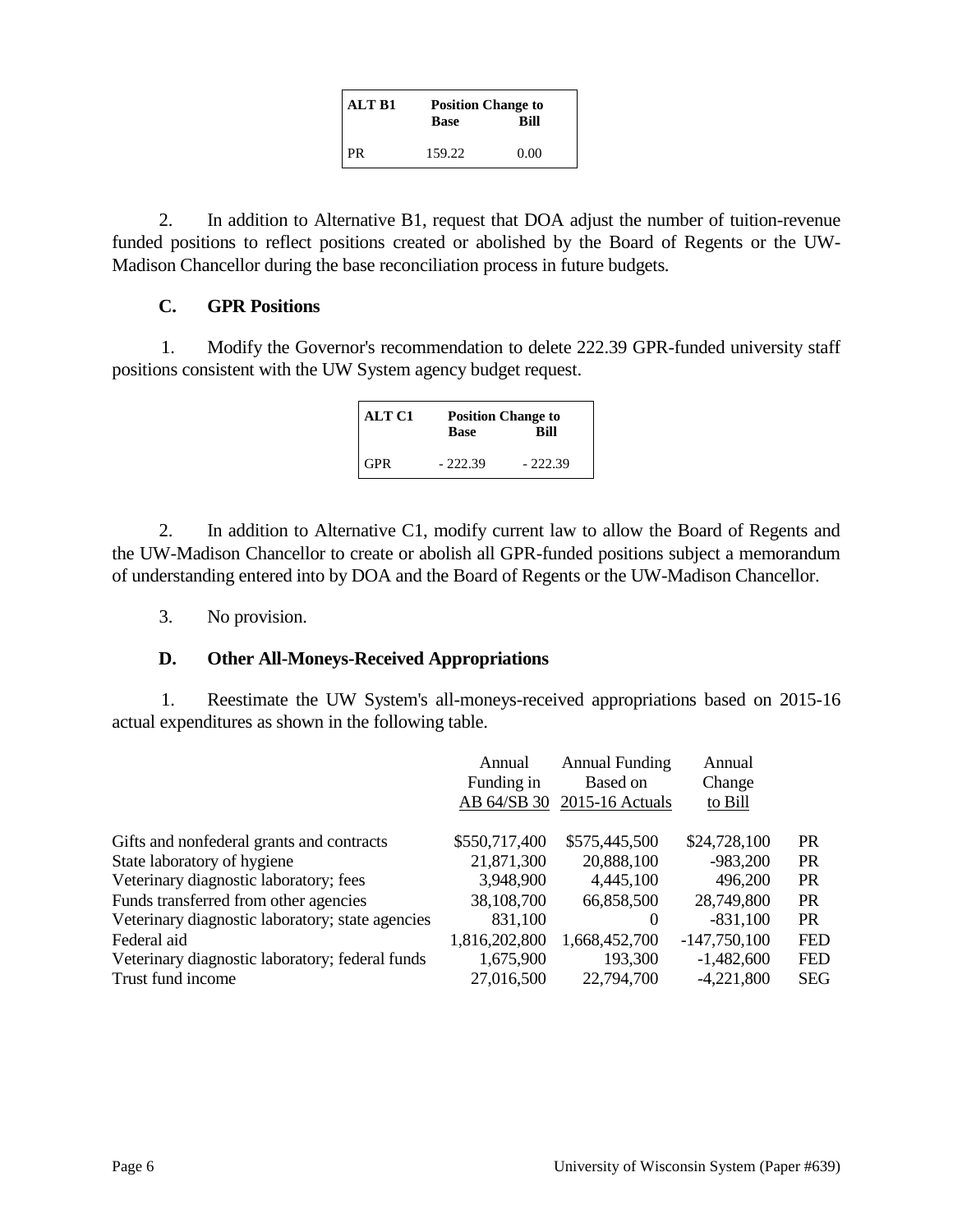| ALT B1 | Position Change to Base | Bill |
|---|---|---|
| PR | 159.22 | 0.00 |

2. In addition to Alternative B1, request that DOA adjust the number of tuition-revenue funded positions to reflect positions created or abolished by the Board of Regents or the UW-Madison Chancellor during the base reconciliation process in future budgets.

### C. GPR Positions

1. Modify the Governor's recommendation to delete 222.39 GPR-funded university staff positions consistent with the UW System agency budget request.

| ALT C1 | Position Change to Base | Bill |
|---|---|---|
| GPR | - 222.39 | - 222.39 |

2. In addition to Alternative C1, modify current law to allow the Board of Regents and the UW-Madison Chancellor to create or abolish all GPR-funded positions subject a memorandum of understanding entered into by DOA and the Board of Regents or the UW-Madison Chancellor.

3. No provision.

### D. Other All-Moneys-Received Appropriations

1. Reestimate the UW System's all-moneys-received appropriations based on 2015-16 actual expenditures as shown in the following table.

| | Annual Funding in AB 64/SB 30 | Annual Funding Based on 2015-16 Actuals | Annual Change to Bill | |
|---|---|---|---|---|
| Gifts and nonfederal grants and contracts | $550,717,400 | $575,445,500 | $24,728,100 | PR |
| State laboratory of hygiene | 21,871,300 | 20,888,100 | -983,200 | PR |
| Veterinary diagnostic laboratory; fees | 3,948,900 | 4,445,100 | 496,200 | PR |
| Funds transferred from other agencies | 38,108,700 | 66,858,500 | 28,749,800 | PR |
| Veterinary diagnostic laboratory; state agencies | 831,100 | 0 | -831,100 | PR |
| Federal aid | 1,816,202,800 | 1,668,452,700 | -147,750,100 | FED |
| Veterinary diagnostic laboratory; federal funds | 1,675,900 | 193,300 | -1,482,600 | FED |
| Trust fund income | 27,016,500 | 22,794,700 | -4,221,800 | SEG |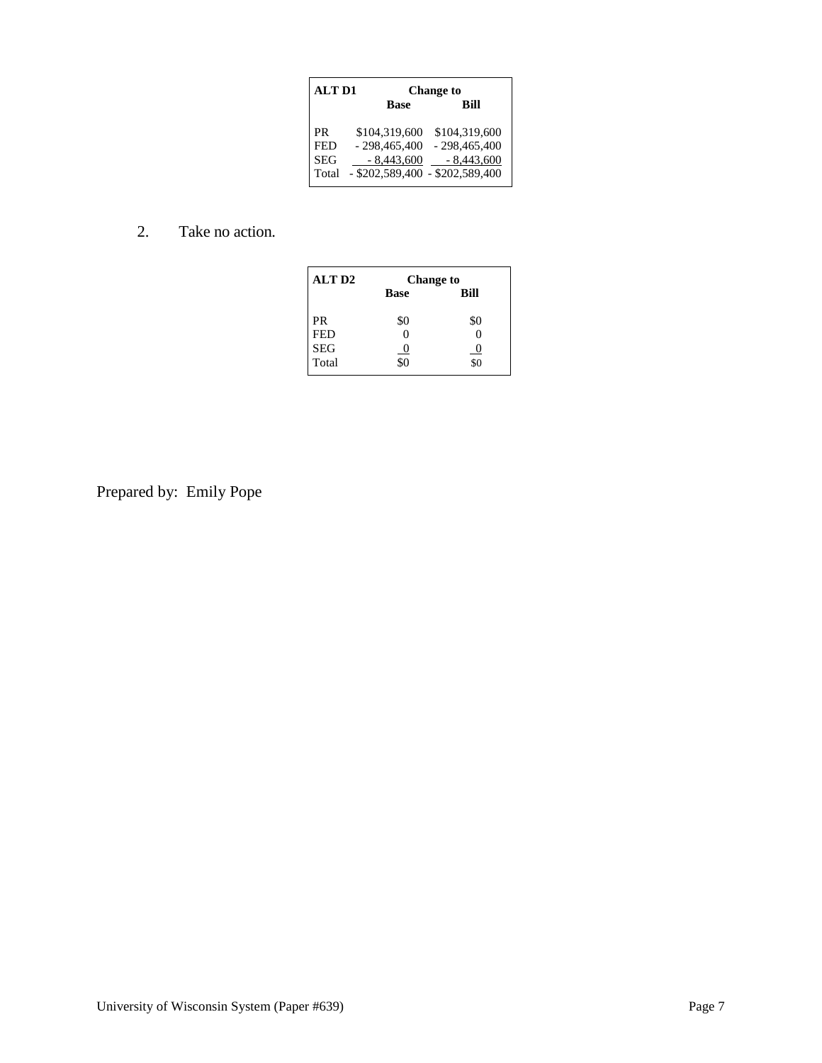| ALT D1 | Change to | |
|---|---|---|
| | Base | Bill |
| PR | $104,319,600 | $104,319,600 |
| FED | - 298,465,400 | - 298,465,400 |
| SEG | - 8,443,600 | - 8,443,600 |
| Total | - $202,589,400 | - $202,589,400 |

2. Take no action.

| ALT D2 | Change to | |
|---|---|---|
| | Base | Bill |
| PR | $0 | $0 |
| FED | 0 | 0 |
| SEG | 0 | 0 |
| Total | $0 | $0 |

Prepared by: Emily Pope